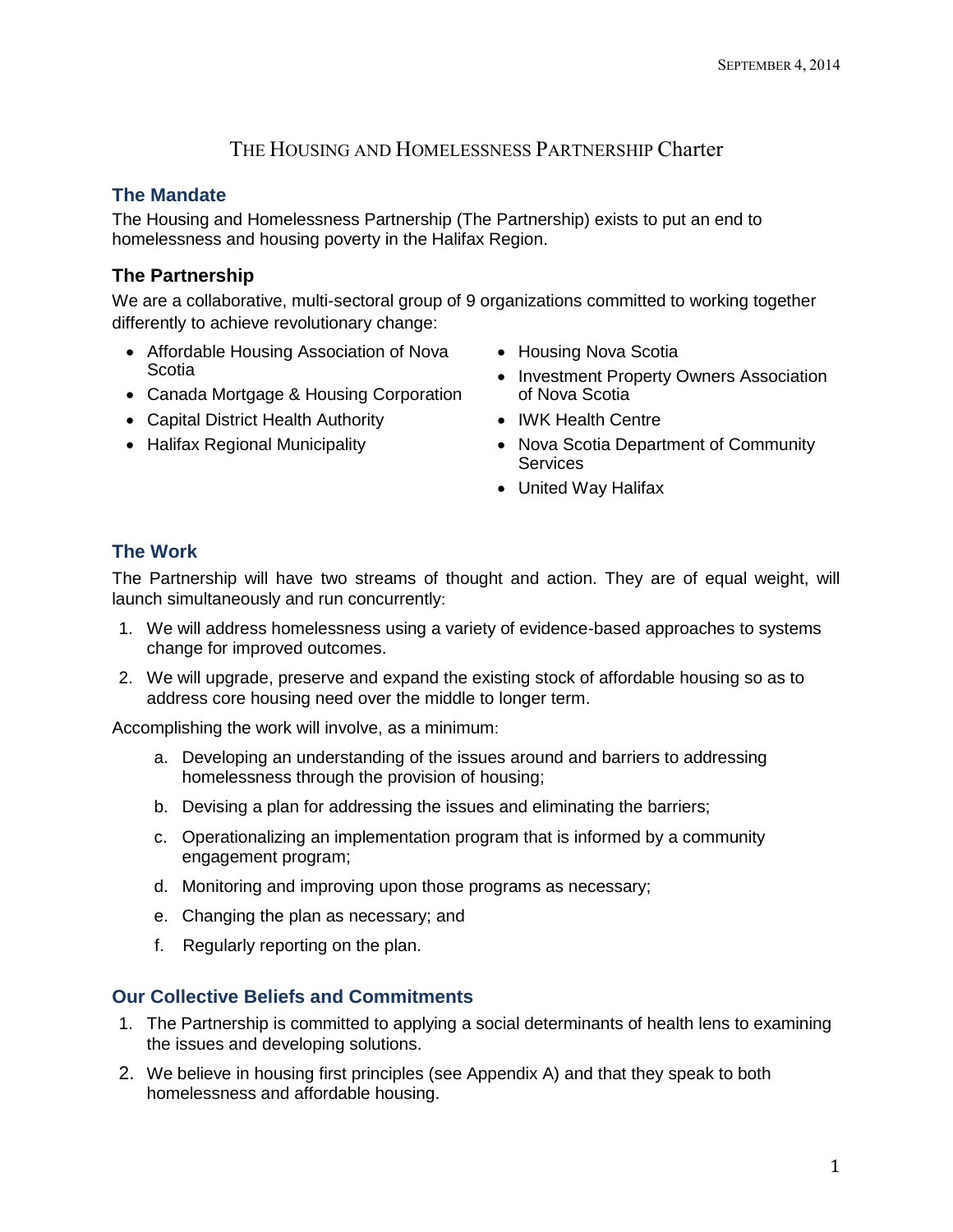SEPTEMBER 4, 2014

# THE HOUSING AND HOMELESSNESS PARTNERSHIP Charter

## The Mandate

The Housing and Homelessness Partnership (The Partnership) exists to put an end to homelessness and housing poverty in the Halifax Region.

## The Partnership

We are a collaborative, multi-sectoral group of 9 organizations committed to working together differently to achieve revolutionary change:

- Affordable Housing Association of Nova Scotia
- Canada Mortgage & Housing Corporation
- Capital District Health Authority
- Halifax Regional Municipality
- Housing Nova Scotia
- Investment Property Owners Association of Nova Scotia
- IWK Health Centre
- Nova Scotia Department of Community Services
- United Way Halifax

## The Work

The Partnership will have two streams of thought and action. They are of equal weight, will launch simultaneously and run concurrently:

1. We will address homelessness using a variety of evidence-based approaches to systems change for improved outcomes.
2. We will upgrade, preserve and expand the existing stock of affordable housing so as to address core housing need over the middle to longer term.

Accomplishing the work will involve, as a minimum:

a. Developing an understanding of the issues around and barriers to addressing homelessness through the provision of housing;

b. Devising a plan for addressing the issues and eliminating the barriers;

c. Operationalizing an implementation program that is informed by a community engagement program;

d. Monitoring and improving upon those programs as necessary;

e. Changing the plan as necessary; and

f. Regularly reporting on the plan.

## Our Collective Beliefs and Commitments

1. The Partnership is committed to applying a social determinants of health lens to examining the issues and developing solutions.
2. We believe in housing first principles (see Appendix A) and that they speak to both homelessness and affordable housing.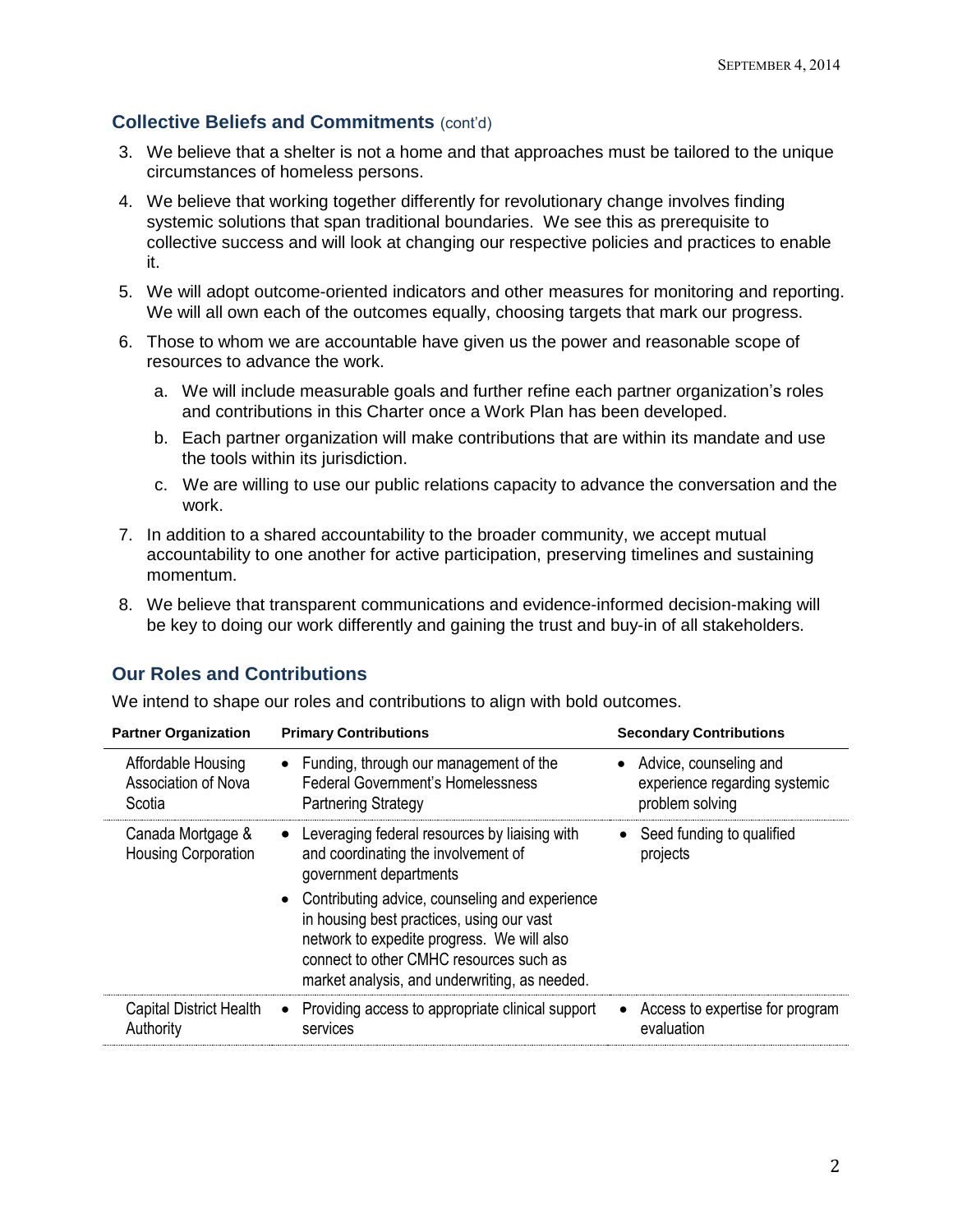## Collective Beliefs and Commitments (cont'd)

3. We believe that a shelter is not a home and that approaches must be tailored to the unique circumstances of homeless persons.
4. We believe that working together differently for revolutionary change involves finding systemic solutions that span traditional boundaries. We see this as prerequisite to collective success and will look at changing our respective policies and practices to enable it.
5. We will adopt outcome-oriented indicators and other measures for monitoring and reporting. We will all own each of the outcomes equally, choosing targets that mark our progress.
6. Those to whom we are accountable have given us the power and reasonable scope of resources to advance the work.
   a. We will include measurable goals and further refine each partner organization's roles and contributions in this Charter once a Work Plan has been developed.
   b. Each partner organization will make contributions that are within its mandate and use the tools within its jurisdiction.
   c. We are willing to use our public relations capacity to advance the conversation and the work.
7. In addition to a shared accountability to the broader community, we accept mutual accountability to one another for active participation, preserving timelines and sustaining momentum.
8. We believe that transparent communications and evidence-informed decision-making will be key to doing our work differently and gaining the trust and buy-in of all stakeholders.

## Our Roles and Contributions

We intend to shape our roles and contributions to align with bold outcomes.

| Partner Organization | Primary Contributions | Secondary Contributions |
|---|---|---|
| Affordable Housing Association of Nova Scotia | • Funding, through our management of the Federal Government's Homelessness Partnering Strategy | • Advice, counseling and experience regarding systemic problem solving |
| Canada Mortgage & Housing Corporation | • Leveraging federal resources by liaising with and coordinating the involvement of government departments<br>• Contributing advice, counseling and experience in housing best practices, using our vast network to expedite progress. We will also connect to other CMHC resources such as market analysis, and underwriting, as needed. | • Seed funding to qualified projects |
| Capital District Health Authority | • Providing access to appropriate clinical support services | • Access to expertise for program evaluation |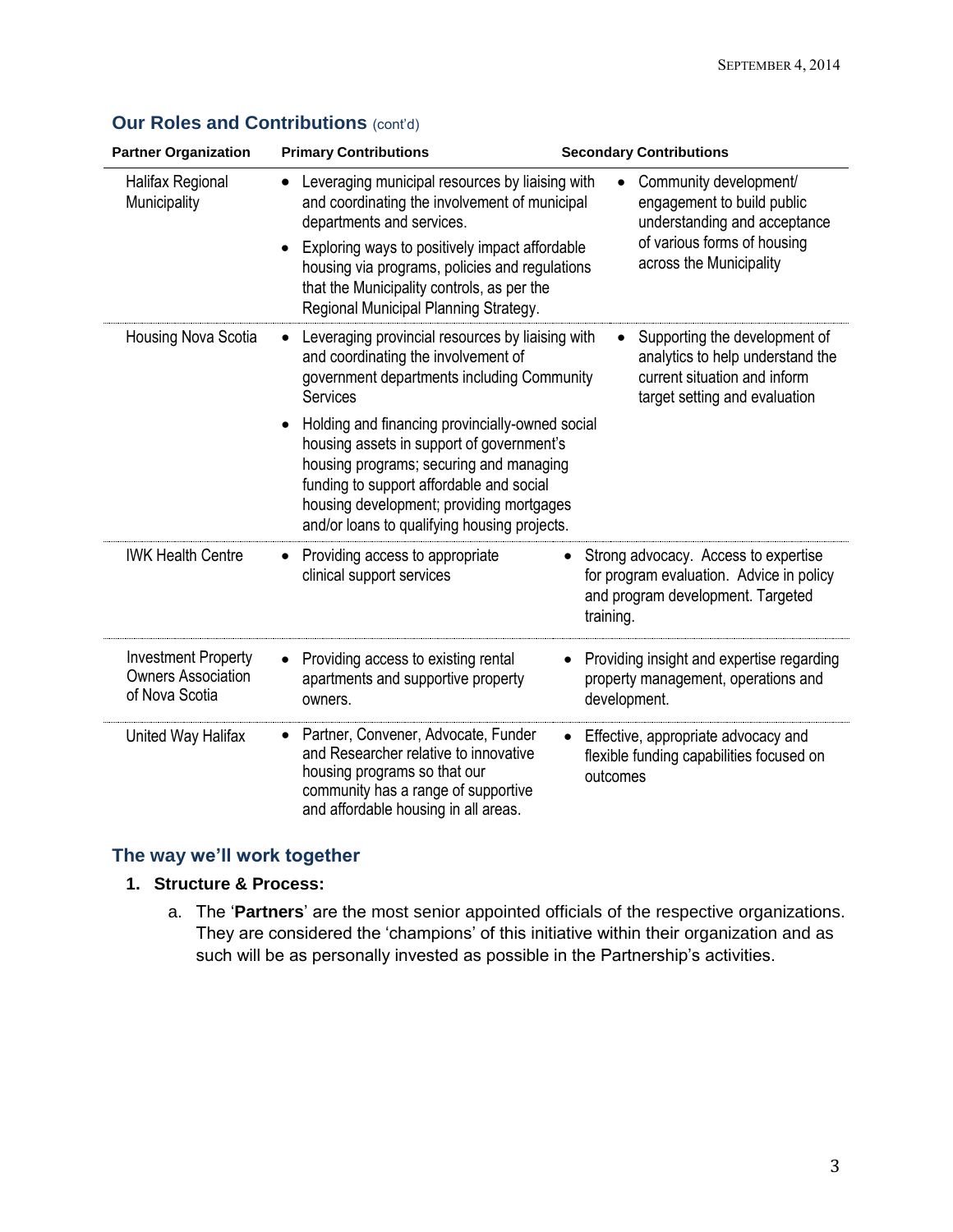## Our Roles and Contributions (cont'd)

| Partner Organization | Primary Contributions | Secondary Contributions |
|---|---|---|
| Halifax Regional Municipality | • Leveraging municipal resources by liaising with and coordinating the involvement of municipal departments and services.<br>• Exploring ways to positively impact affordable housing via programs, policies and regulations that the Municipality controls, as per the Regional Municipal Planning Strategy. | • Community development/ engagement to build public understanding and acceptance of various forms of housing across the Municipality |
| Housing Nova Scotia | • Leveraging provincial resources by liaising with and coordinating the involvement of government departments including Community Services<br>• Holding and financing provincially-owned social housing assets in support of government's housing programs; securing and managing funding to support affordable and social housing development; providing mortgages and/or loans to qualifying housing projects. | • Supporting the development of analytics to help understand the current situation and inform target setting and evaluation |
| IWK Health Centre | • Providing access to appropriate clinical support services | • Strong advocacy. Access to expertise for program evaluation. Advice in policy and program development. Targeted training. |
| Investment Property Owners Association of Nova Scotia | • Providing access to existing rental apartments and supportive property owners. | • Providing insight and expertise regarding property management, operations and development. |
| United Way Halifax | • Partner, Convener, Advocate, Funder and Researcher relative to innovative housing programs so that our community has a range of supportive and affordable housing in all areas. | • Effective, appropriate advocacy and flexible funding capabilities focused on outcomes |

## The way we'll work together

1. **Structure & Process:**
    a. The '**Partners**' are the most senior appointed officials of the respective organizations. They are considered the 'champions' of this initiative within their organization and as such will be as personally invested as possible in the Partnership's activities.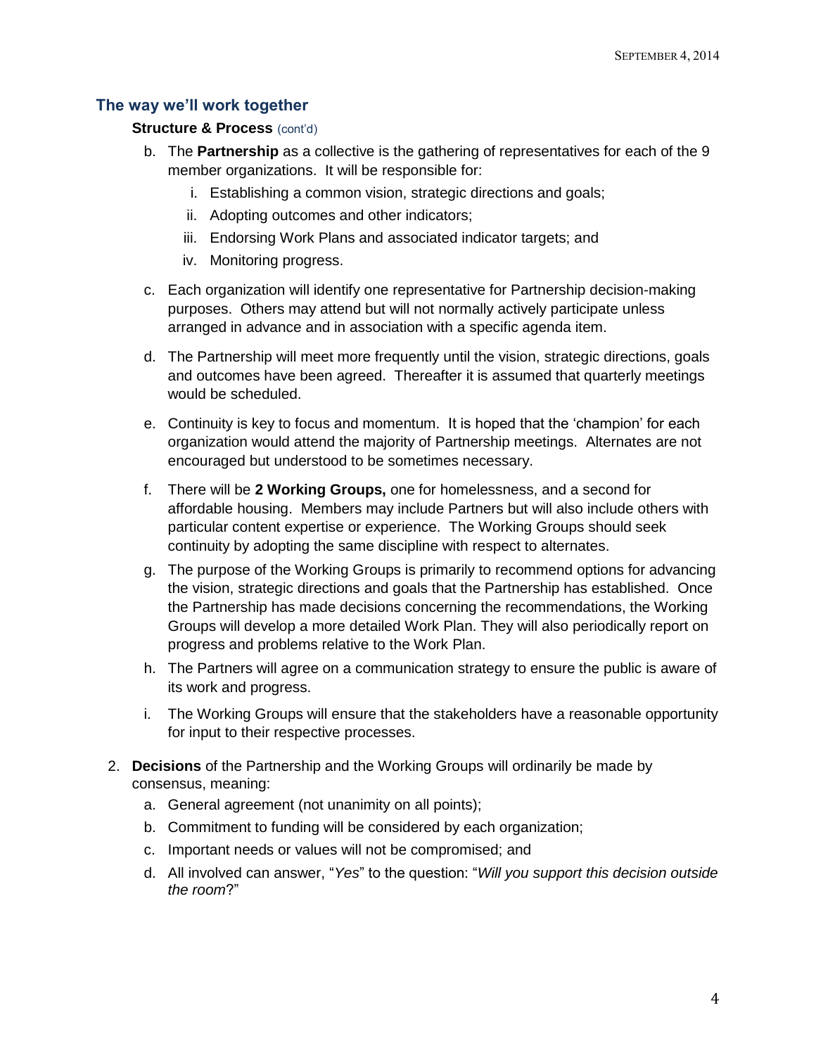## The way we'll work together

**Structure & Process** (cont'd)

b. The **Partnership** as a collective is the gathering of representatives for each of the 9 member organizations. It will be responsible for:
   i. Establishing a common vision, strategic directions and goals;
   ii. Adopting outcomes and other indicators;
   iii. Endorsing Work Plans and associated indicator targets; and
   iv. Monitoring progress.

c. Each organization will identify one representative for Partnership decision-making purposes. Others may attend but will not normally actively participate unless arranged in advance and in association with a specific agenda item.

d. The Partnership will meet more frequently until the vision, strategic directions, goals and outcomes have been agreed. Thereafter it is assumed that quarterly meetings would be scheduled.

e. Continuity is key to focus and momentum. It is hoped that the 'champion' for each organization would attend the majority of Partnership meetings. Alternates are not encouraged but understood to be sometimes necessary.

f. There will be **2 Working Groups,** one for homelessness, and a second for affordable housing. Members may include Partners but will also include others with particular content expertise or experience. The Working Groups should seek continuity by adopting the same discipline with respect to alternates.

g. The purpose of the Working Groups is primarily to recommend options for advancing the vision, strategic directions and goals that the Partnership has established. Once the Partnership has made decisions concerning the recommendations, the Working Groups will develop a more detailed Work Plan. They will also periodically report on progress and problems relative to the Work Plan.

h. The Partners will agree on a communication strategy to ensure the public is aware of its work and progress.

i. The Working Groups will ensure that the stakeholders have a reasonable opportunity for input to their respective processes.

2. **Decisions** of the Partnership and the Working Groups will ordinarily be made by consensus, meaning:
   a. General agreement (not unanimity on all points);
   b. Commitment to funding will be considered by each organization;
   c. Important needs or values will not be compromised; and
   d. All involved can answer, "*Yes*" to the question: "*Will you support this decision outside the room*?"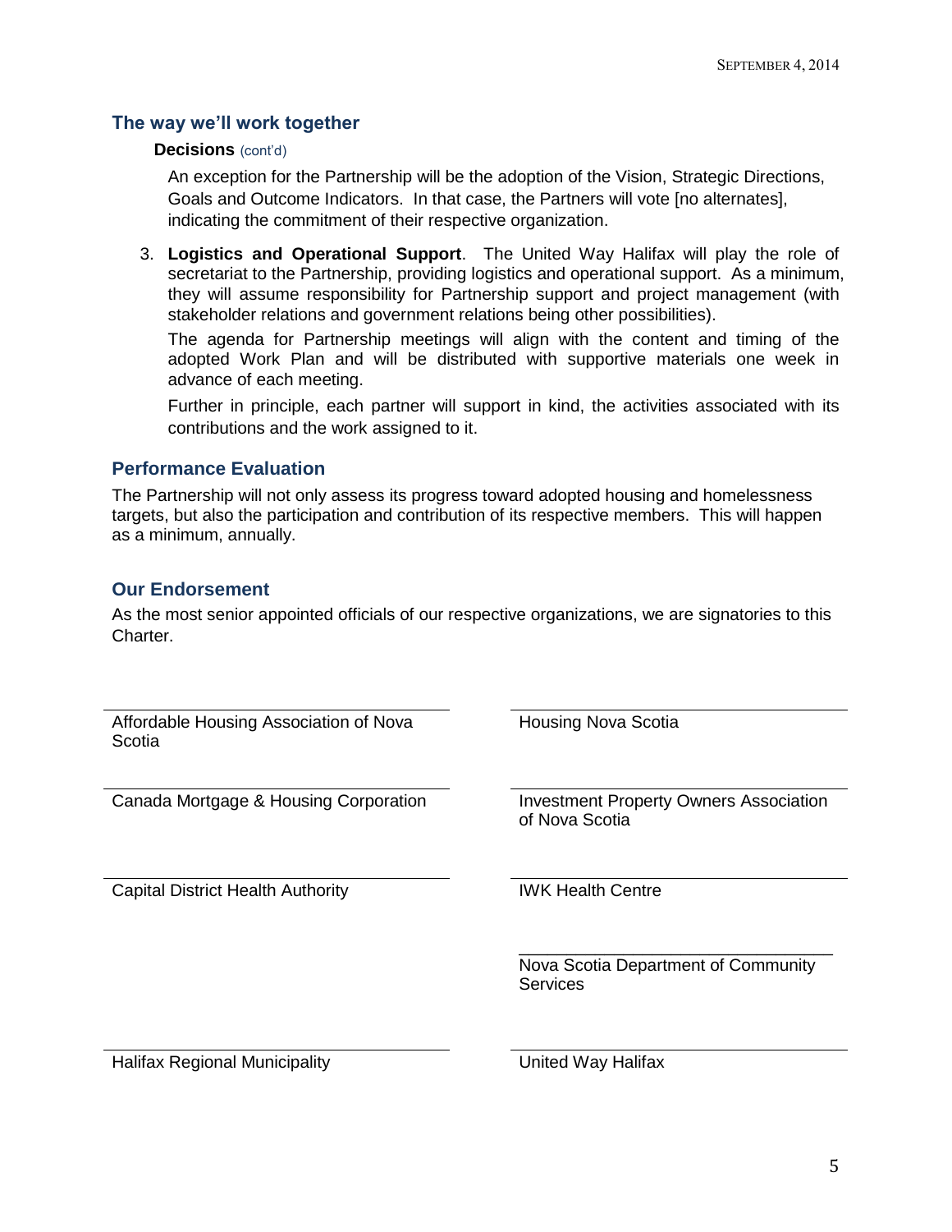## The way we'll work together

### Decisions (cont'd)

An exception for the Partnership will be the adoption of the Vision, Strategic Directions, Goals and Outcome Indicators. In that case, the Partners will vote [no alternates], indicating the commitment of their respective organization.

3. **Logistics and Operational Support**. The United Way Halifax will play the role of secretariat to the Partnership, providing logistics and operational support. As a minimum, they will assume responsibility for Partnership support and project management (with stakeholder relations and government relations being other possibilities).

   The agenda for Partnership meetings will align with the content and timing of the adopted Work Plan and will be distributed with supportive materials one week in advance of each meeting.

   Further in principle, each partner will support in kind, the activities associated with its contributions and the work assigned to it.

## Performance Evaluation

The Partnership will not only assess its progress toward adopted housing and homelessness targets, but also the participation and contribution of its respective members. This will happen as a minimum, annually.

## Our Endorsement

As the most senior appointed officials of our respective organizations, we are signatories to this Charter.

| | |
|---|---|
| Affordable Housing Association of Nova Scotia | Housing Nova Scotia |
| Canada Mortgage & Housing Corporation | Investment Property Owners Association of Nova Scotia |
| Capital District Health Authority | IWK Health Centre |
| | Nova Scotia Department of Community Services |
| Halifax Regional Municipality | United Way Halifax |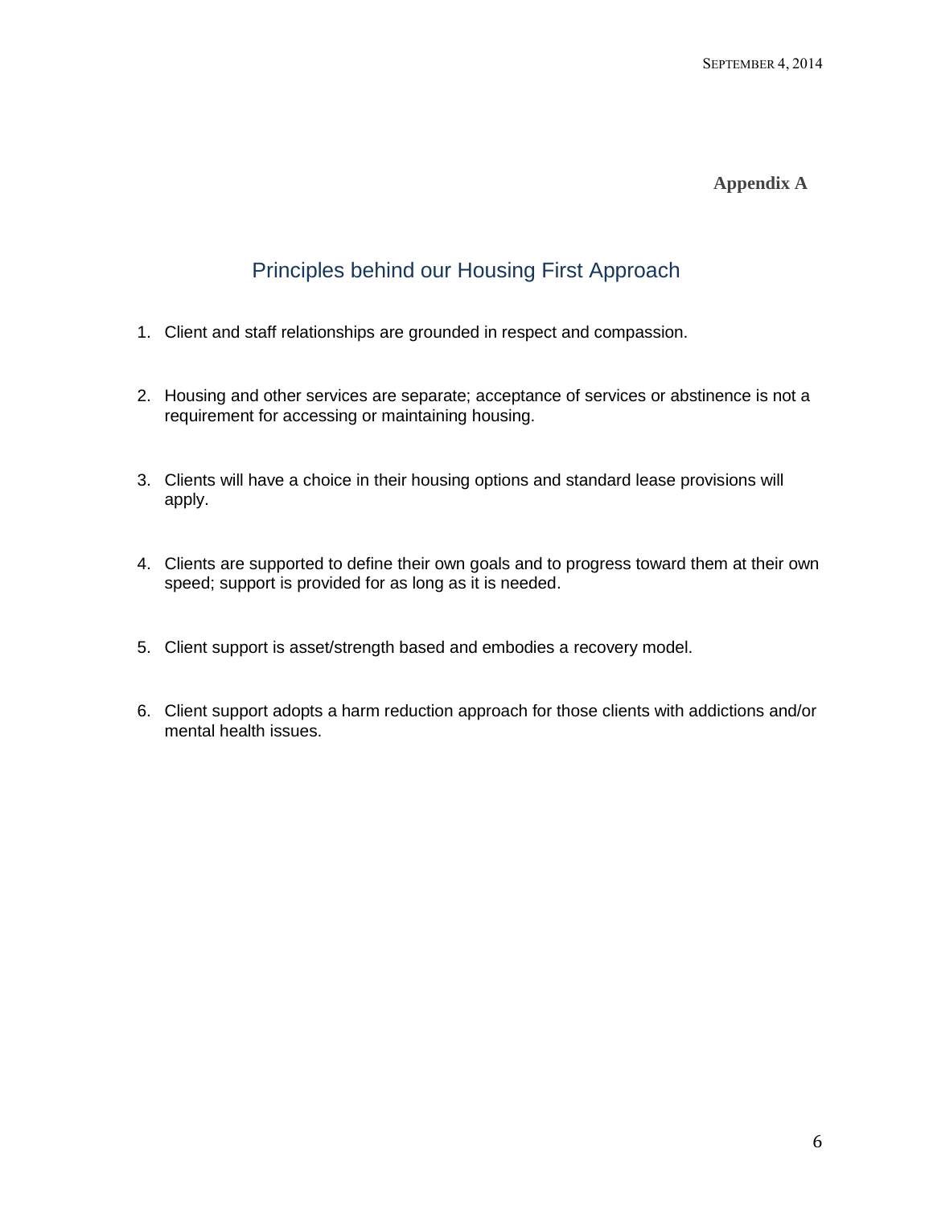**Appendix A**

## Principles behind our Housing First Approach

1. Client and staff relationships are grounded in respect and compassion.

2. Housing and other services are separate; acceptance of services or abstinence is not a requirement for accessing or maintaining housing.

3. Clients will have a choice in their housing options and standard lease provisions will apply.

4. Clients are supported to define their own goals and to progress toward them at their own speed; support is provided for as long as it is needed.

5. Client support is asset/strength based and embodies a recovery model.

6. Client support adopts a harm reduction approach for those clients with addictions and/or mental health issues.